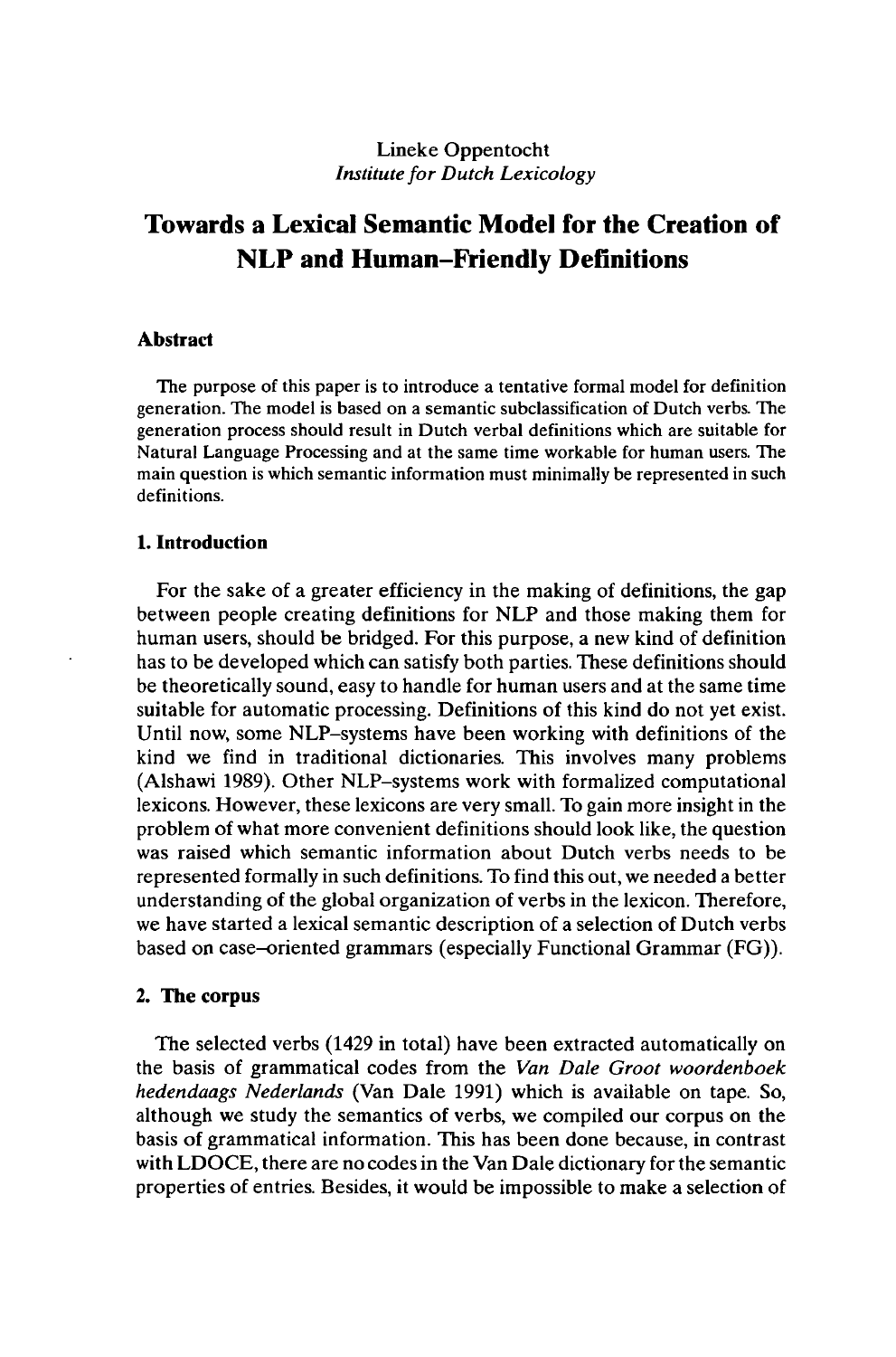Lineke Oppentocht
*Institute for Dutch Lexicology*

# Towards a Lexical Semantic Model for the Creation of NLP and Human-Friendly Definitions

## Abstract

The purpose of this paper is to introduce a tentative formal model for definition generation. The model is based on a semantic subclassification of Dutch verbs. The generation process should result in Dutch verbal definitions which are suitable for Natural Language Processing and at the same time workable for human users. The main question is which semantic information must minimally be represented in such definitions.

## 1. Introduction

For the sake of a greater efficiency in the making of definitions, the gap between people creating definitions for NLP and those making them for human users, should be bridged. For this purpose, a new kind of definition has to be developed which can satisfy both parties. These definitions should be theoretically sound, easy to handle for human users and at the same time suitable for automatic processing. Definitions of this kind do not yet exist. Until now, some NLP-systems have been working with definitions of the kind we find in traditional dictionaries. This involves many problems (Alshawi 1989). Other NLP-systems work with formalized computational lexicons. However, these lexicons are very small. To gain more insight in the problem of what more convenient definitions should look like, the question was raised which semantic information about Dutch verbs needs to be represented formally in such definitions. To find this out, we needed a better understanding of the global organization of verbs in the lexicon. Therefore, we have started a lexical semantic description of a selection of Dutch verbs based on case-oriented grammars (especially Functional Grammar (FG)).

## 2. The corpus

The selected verbs (1429 in total) have been extracted automatically on the basis of grammatical codes from the *Van Dale Groot woordenboek hedendaags Nederlands* (Van Dale 1991) which is available on tape. So, although we study the semantics of verbs, we compiled our corpus on the basis of grammatical information. This has been done because, in contrast with LDOCE, there are no codes in the Van Dale dictionary for the semantic properties of entries. Besides, it would be impossible to make a selection of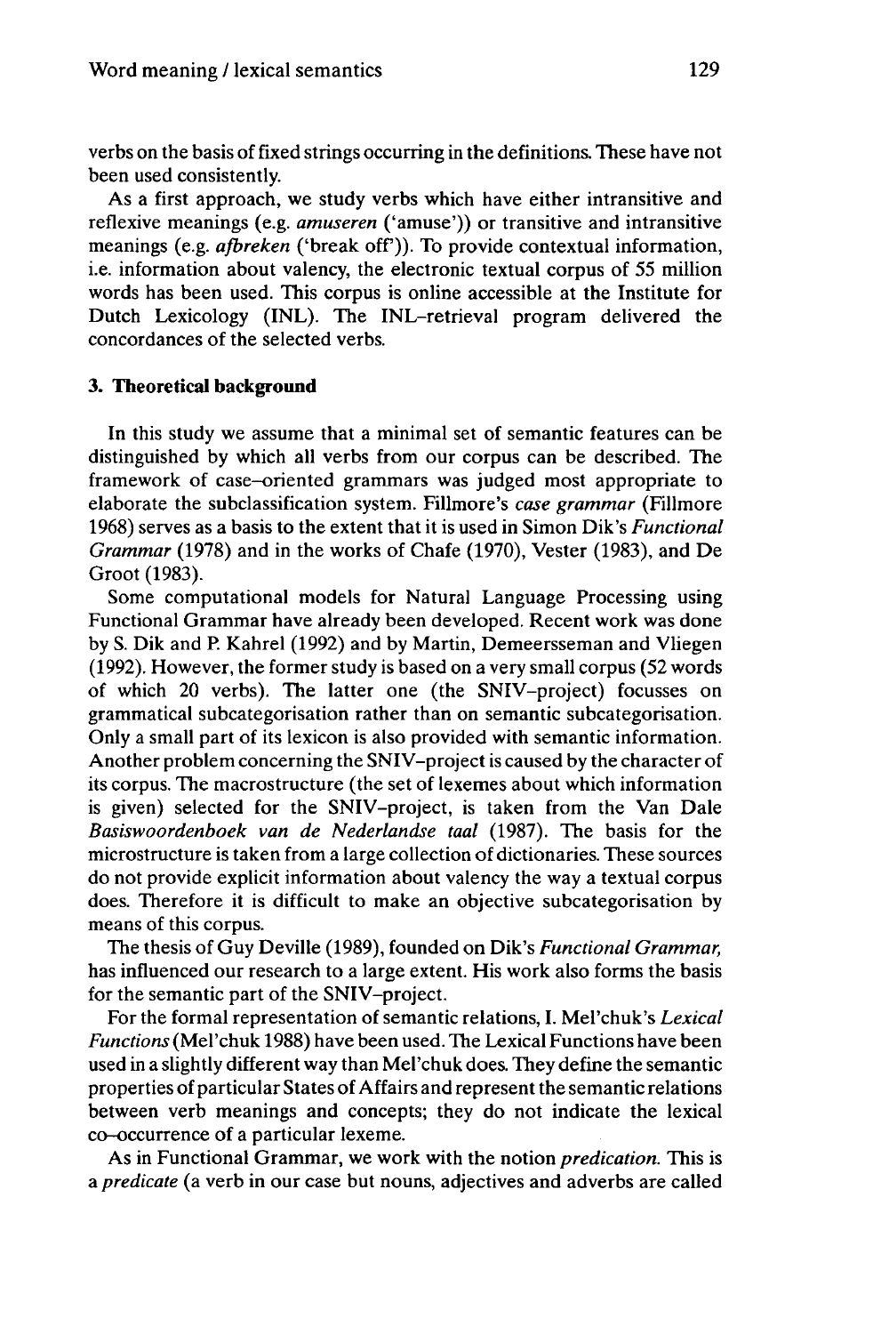verbs on the basis of fixed strings occurring in the definitions. These have not been used consistently.

As a first approach, we study verbs which have either intransitive and reflexive meanings (e.g. *amuseren* ('amuse')) or transitive and intransitive meanings (e.g. *afbreken* ('break off')). To provide contextual information, i.e. information about valency, the electronic textual corpus of 55 million words has been used. This corpus is online accessible at the Institute for Dutch Lexicology (INL). The INL-retrieval program delivered the concordances of the selected verbs.

## 3. Theoretical background

In this study we assume that a minimal set of semantic features can be distinguished by which all verbs from our corpus can be described. The framework of case-oriented grammars was judged most appropriate to elaborate the subclassification system. Fillmore's *case grammar* (Fillmore 1968) serves as a basis to the extent that it is used in Simon Dik's *Functional Grammar* (1978) and in the works of Chafe (1970), Vester (1983), and De Groot (1983).

Some computational models for Natural Language Processing using Functional Grammar have already been developed. Recent work was done by S. Dik and P. Kahrel (1992) and by Martin, Demeersseman and Vliegen (1992). However, the former study is based on a very small corpus (52 words of which 20 verbs). The latter one (the SNIV-project) focusses on grammatical subcategorisation rather than on semantic subcategorisation. Only a small part of its lexicon is also provided with semantic information. Another problem concerning the SNIV-project is caused by the character of its corpus. The macrostructure (the set of lexemes about which information is given) selected for the SNIV-project, is taken from the Van Dale *Basiswoordenboek van de Nederlandse taal* (1987). The basis for the microstructure is taken from a large collection of dictionaries. These sources do not provide explicit information about valency the way a textual corpus does. Therefore it is difficult to make an objective subcategorisation by means of this corpus.

The thesis of Guy Deville (1989), founded on Dik's *Functional Grammar*, has influenced our research to a large extent. His work also forms the basis for the semantic part of the SNIV-project.

For the formal representation of semantic relations, I. Mel'chuk's *Lexical Functions* (Mel'chuk 1988) have been used. The Lexical Functions have been used in a slightly different way than Mel'chuk does. They define the semantic properties of particular States of Affairs and represent the semantic relations between verb meanings and concepts; they do not indicate the lexical co-occurrence of a particular lexeme.

As in Functional Grammar, we work with the notion *predication*. This is a *predicate* (a verb in our case but nouns, adjectives and adverbs are called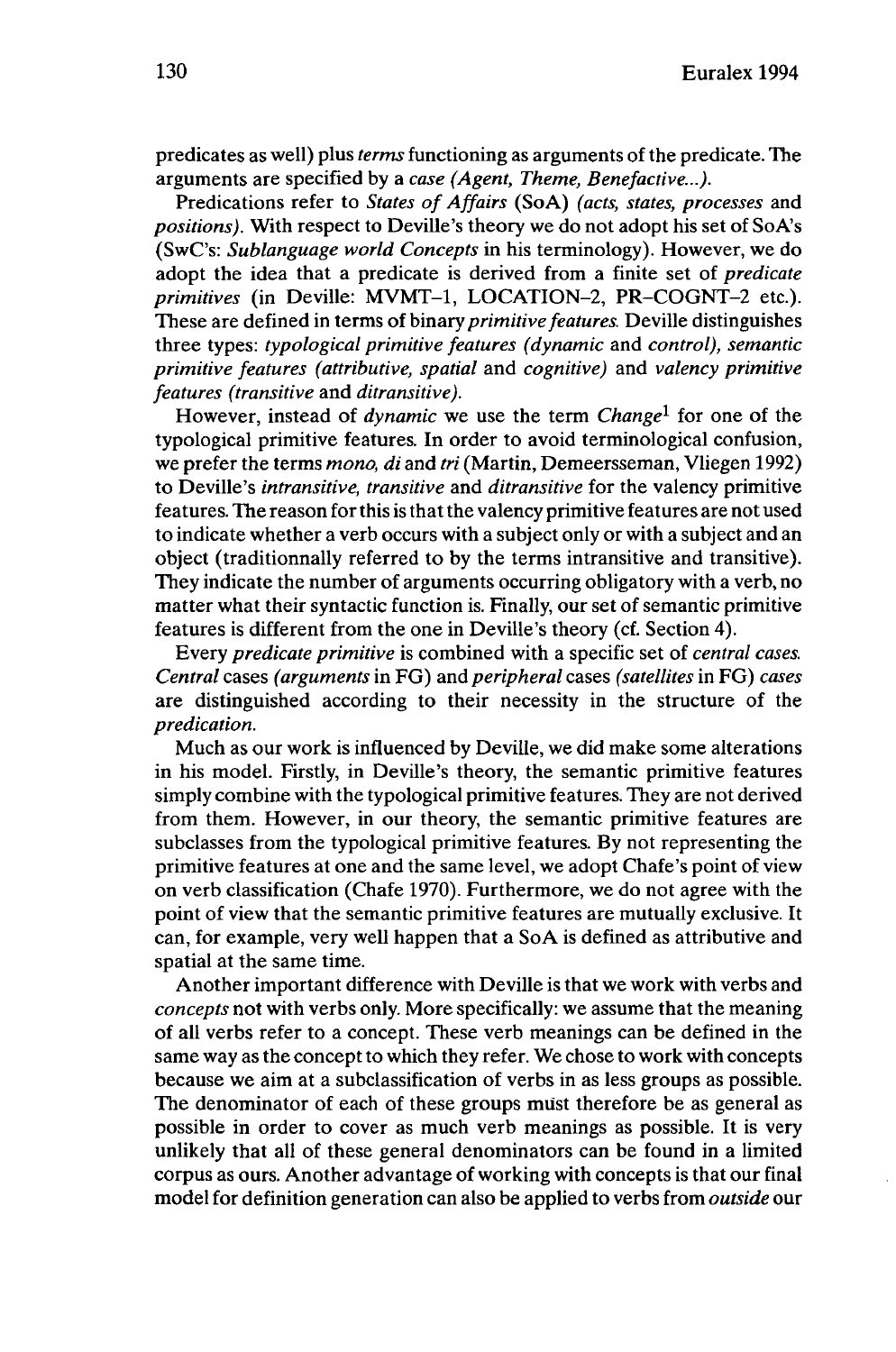predicates as well) plus *terms* functioning as arguments of the predicate. The arguments are specified by a *case (Agent, Theme, Benefactive...)*.

Predications refer to *States of Affairs* (SoA) *(acts, states, processes* and *positions)*. With respect to Deville's theory we do not adopt his set of SoA's (SwC's: *Sublanguage world Concepts* in his terminology). However, we do adopt the idea that a predicate is derived from a finite set of *predicate primitives* (in Deville: MVMT–1, LOCATION–2, PR–COGNT–2 etc.). These are defined in terms of binary *primitive features*. Deville distinguishes three types: *typological primitive features (dynamic* and *control), semantic primitive features (attributive, spatial* and *cognitive)* and *valency primitive features (transitive* and *ditransitive)*.

However, instead of *dynamic* we use the term *Change*[1] for one of the typological primitive features. In order to avoid terminological confusion, we prefer the terms *mono, di* and *tri* (Martin, Demeersseman, Vliegen 1992) to Deville's *intransitive, transitive* and *ditransitive* for the valency primitive features. The reason for this is that the valency primitive features are not used to indicate whether a verb occurs with a subject only or with a subject and an object (traditionnally referred to by the terms intransitive and transitive). They indicate the number of arguments occurring obligatory with a verb, no matter what their syntactic function is. Finally, our set of semantic primitive features is different from the one in Deville's theory (cf. Section 4).

Every *predicate primitive* is combined with a specific set of *central cases. Central* cases *(arguments* in FG) and *peripheral* cases *(satellites* in FG) *cases* are distinguished according to their necessity in the structure of the *predication.*

Much as our work is influenced by Deville, we did make some alterations in his model. Firstly, in Deville's theory, the semantic primitive features simply combine with the typological primitive features. They are not derived from them. However, in our theory, the semantic primitive features are subclasses from the typological primitive features. By not representing the primitive features at one and the same level, we adopt Chafe's point of view on verb classification (Chafe 1970). Furthermore, we do not agree with the point of view that the semantic primitive features are mutually exclusive. It can, for example, very well happen that a SoA is defined as attributive and spatial at the same time.

Another important difference with Deville is that we work with verbs and *concepts* not with verbs only. More specifically: we assume that the meaning of all verbs refer to a concept. These verb meanings can be defined in the same way as the concept to which they refer. We chose to work with concepts because we aim at a subclassification of verbs in as less groups as possible. The denominator of each of these groups must therefore be as general as possible in order to cover as much verb meanings as possible. It is very unlikely that all of these general denominators can be found in a limited corpus as ours. Another advantage of working with concepts is that our final model for definition generation can also be applied to verbs from *outside* our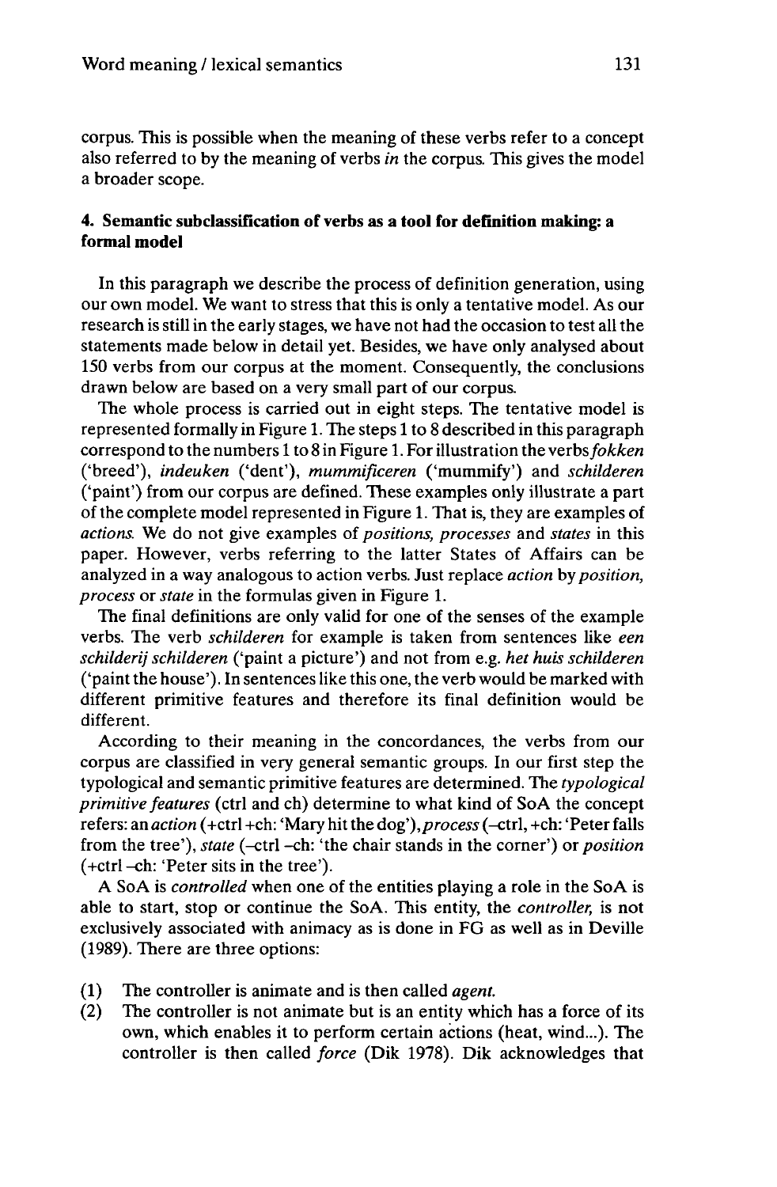corpus. This is possible when the meaning of these verbs refer to a concept also referred to by the meaning of verbs *in* the corpus. This gives the model a broader scope.

### 4. Semantic subclassification of verbs as a tool for definition making: a formal model

In this paragraph we describe the process of definition generation, using our own model. We want to stress that this is only a tentative model. As our research is still in the early stages, we have not had the occasion to test all the statements made below in detail yet. Besides, we have only analysed about 150 verbs from our corpus at the moment. Consequently, the conclusions drawn below are based on a very small part of our corpus.

The whole process is carried out in eight steps. The tentative model is represented formally in Figure 1. The steps 1 to 8 described in this paragraph correspond to the numbers 1 to 8 in Figure 1. For illustration the verbs *fokken* ('breed'), *indeuken* ('dent'), *mummificeren* ('mummify') and *schilderen* ('paint') from our corpus are defined. These examples only illustrate a part of the complete model represented in Figure 1. That is, they are examples of *actions*. We do not give examples of *positions, processes* and *states* in this paper. However, verbs referring to the latter States of Affairs can be analyzed in a way analogous to action verbs. Just replace *action* by *position, process* or *state* in the formulas given in Figure 1.

The final definitions are only valid for one of the senses of the example verbs. The verb *schilderen* for example is taken from sentences like *een schilderij schilderen* ('paint a picture') and not from e.g. *het huis schilderen* ('paint the house'). In sentences like this one, the verb would be marked with different primitive features and therefore its final definition would be different.

According to their meaning in the concordances, the verbs from our corpus are classified in very general semantic groups. In our first step the typological and semantic primitive features are determined. The *typological primitive features* (ctrl and ch) determine to what kind of SoA the concept refers: an *action* (+ctrl +ch: 'Mary hit the dog'), *process* (–ctrl, +ch: 'Peter falls from the tree'), *state* (–ctrl –ch: 'the chair stands in the corner') or *position* (+ctrl –ch: 'Peter sits in the tree').

A SoA is *controlled* when one of the entities playing a role in the SoA is able to start, stop or continue the SoA. This entity, the *controller*, is not exclusively associated with animacy as is done in FG as well as in Deville (1989). There are three options:

(1) The controller is animate and is then called *agent*.
(2) The controller is not animate but is an entity which has a force of its own, which enables it to perform certain actions (heat, wind...). The controller is then called *force* (Dik 1978). Dik acknowledges that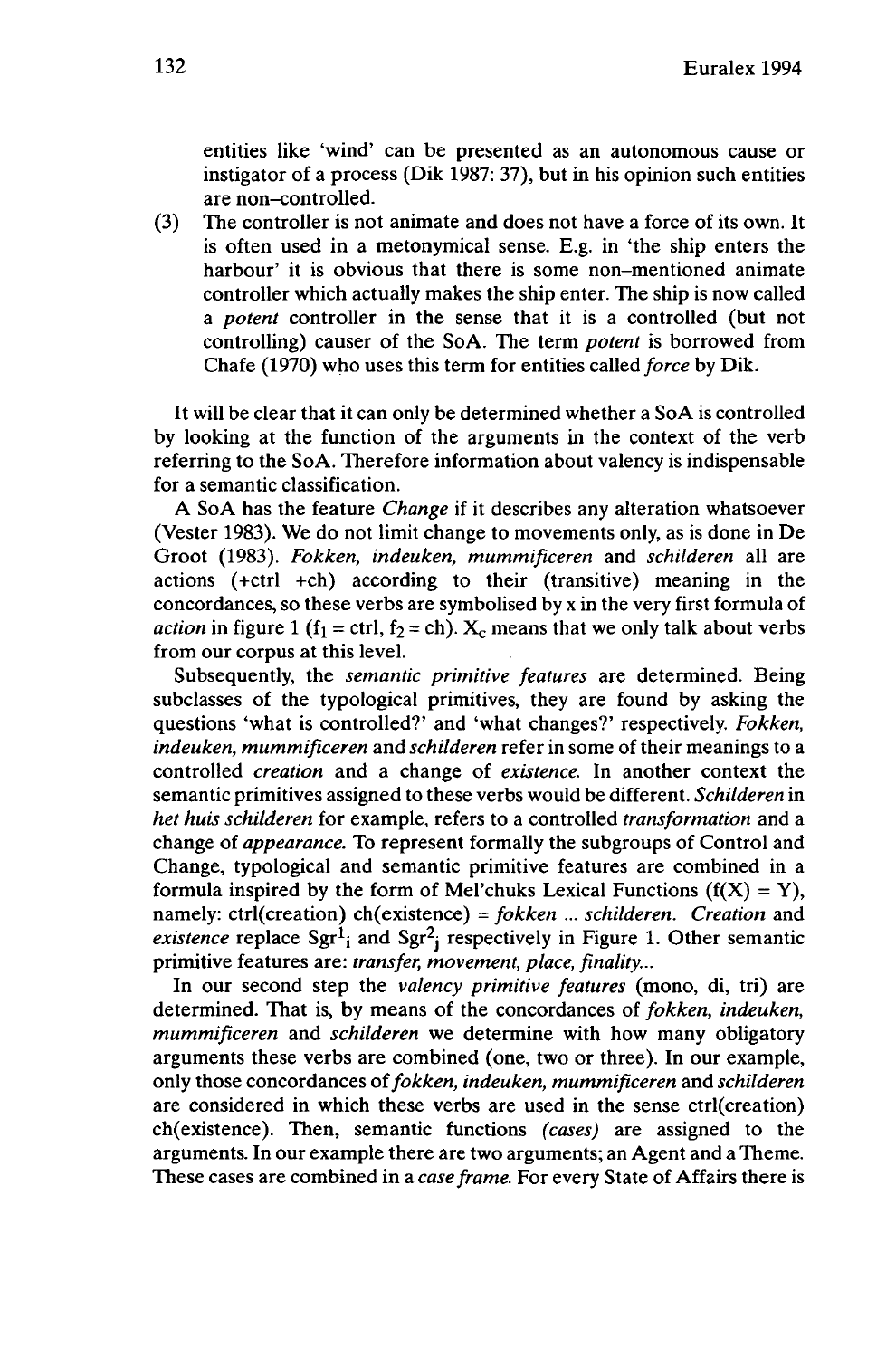entities like 'wind' can be presented as an autonomous cause or instigator of a process (Dik 1987: 37), but in his opinion such entities are non–controlled.

(3) The controller is not animate and does not have a force of its own. It is often used in a metonymical sense. E.g. in 'the ship enters the harbour' it is obvious that there is some non–mentioned animate controller which actually makes the ship enter. The ship is now called a *potent* controller in the sense that it is a controlled (but not controlling) causer of the SoA. The term *potent* is borrowed from Chafe (1970) who uses this term for entities called *force* by Dik.

It will be clear that it can only be determined whether a SoA is controlled by looking at the function of the arguments in the context of the verb referring to the SoA. Therefore information about valency is indispensable for a semantic classification.

A SoA has the feature *Change* if it describes any alteration whatsoever (Vester 1983). We do not limit change to movements only, as is done in De Groot (1983). *Fokken, indeuken, mummificeren* and *schilderen* all are actions (+ctrl +ch) according to their (transitive) meaning in the concordances, so these verbs are symbolised by x in the very first formula of *action* in figure 1 ($f_1$ = ctrl, $f_2$ = ch). $X_c$ means that we only talk about verbs from our corpus at this level.

Subsequently, the *semantic primitive features* are determined. Being subclasses of the typological primitives, they are found by asking the questions 'what is controlled?' and 'what changes?' respectively. *Fokken, indeuken, mummificeren* and *schilderen* refer in some of their meanings to a controlled *creation* and a change of *existence*. In another context the semantic primitives assigned to these verbs would be different. *Schilderen* in *het huis schilderen* for example, refers to a controlled *transformation* and a change of *appearance*. To represent formally the subgroups of Control and Change, typological and semantic primitive features are combined in a formula inspired by the form of Mel'chuks Lexical Functions (f(X) = Y), namely: ctrl(creation) ch(existence) = *fokken ... schilderen*. *Creation* and *existence* replace $Sgr^1_i$ and $Sgr^2_j$ respectively in Figure 1. Other semantic primitive features are: *transfer, movement, place, finality...*

In our second step the *valency primitive features* (mono, di, tri) are determined. That is, by means of the concordances of *fokken, indeuken, mummificeren* and *schilderen* we determine with how many obligatory arguments these verbs are combined (one, two or three). In our example, only those concordances of *fokken, indeuken, mummificeren* and *schilderen* are considered in which these verbs are used in the sense ctrl(creation) ch(existence). Then, semantic functions *(cases)* are assigned to the arguments. In our example there are two arguments; an Agent and a Theme. These cases are combined in a *case frame*. For every State of Affairs there is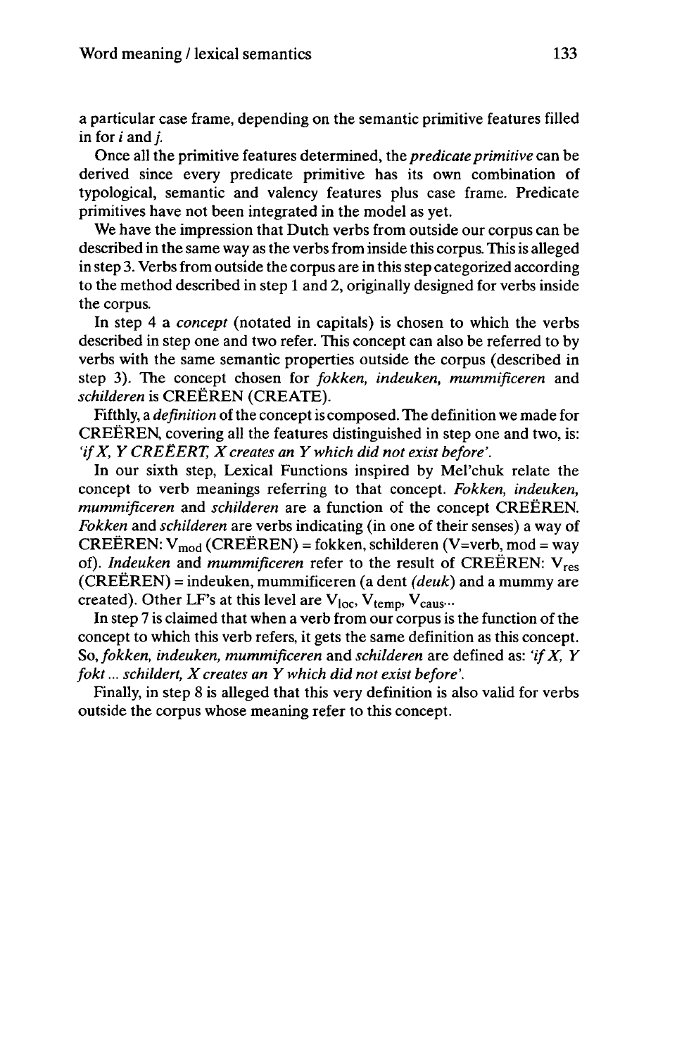a particular case frame, depending on the semantic primitive features filled in for *i* and *j*.

Once all the primitive features determined, the *predicate primitive* can be derived since every predicate primitive has its own combination of typological, semantic and valency features plus case frame. Predicate primitives have not been integrated in the model as yet.

We have the impression that Dutch verbs from outside our corpus can be described in the same way as the verbs from inside this corpus. This is alleged in step 3. Verbs from outside the corpus are in this step categorized according to the method described in step 1 and 2, originally designed for verbs inside the corpus.

In step 4 a *concept* (notated in capitals) is chosen to which the verbs described in step one and two refer. This concept can also be referred to by verbs with the same semantic properties outside the corpus (described in step 3). The concept chosen for *fokken, indeuken, mummificeren* and *schilderen* is CREËREN (CREATE).

Fifthly, a *definition* of the concept is composed. The definition we made for CREËREN, covering all the features distinguished in step one and two, is: *'if X, Y CREËERT, X creates an Y which did not exist before'*.

In our sixth step, Lexical Functions inspired by Mel'chuk relate the concept to verb meanings referring to that concept. *Fokken, indeuken, mummificeren* and *schilderen* are a function of the concept CREËREN. *Fokken* and *schilderen* are verbs indicating (in one of their senses) a way of CREËREN: $V_{mod}$ (CREËREN) = fokken, schilderen (V=verb, mod = way of). *Indeuken* and *mummificeren* refer to the result of CREËREN: $V_{res}$ (CREËREN) = indeuken, mummificeren (a dent *(deuk)* and a mummy are created). Other LF's at this level are $V_{loc}$, $V_{temp}$, $V_{caus}$...

In step 7 is claimed that when a verb from our corpus is the function of the concept to which this verb refers, it gets the same definition as this concept. So, *fokken, indeuken, mummificeren* and *schilderen* are defined as: *'if X, Y fokt ... schildert, X creates an Y which did not exist before'*.

Finally, in step 8 is alleged that this very definition is also valid for verbs outside the corpus whose meaning refer to this concept.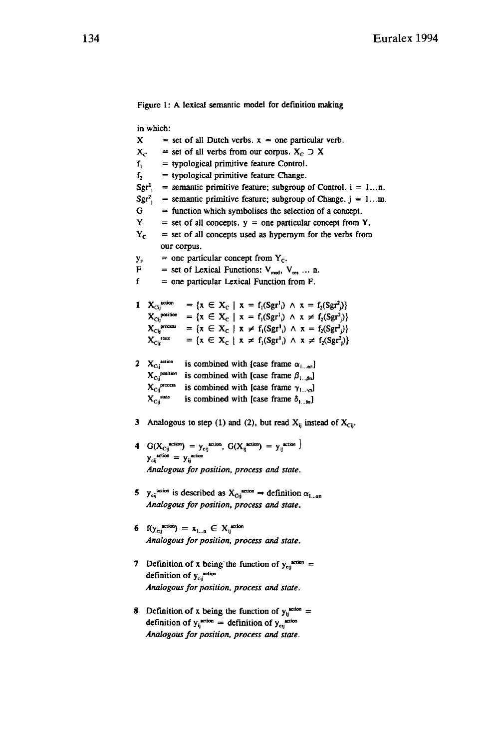Figure 1: A lexical semantic model for definition making

in which:

- $X$ = set of all Dutch verbs. $x$ = one particular verb.
- $X_C$ = set of all verbs from our corpus. $X_C \supset X$
- $f_1$ = typological primitive feature Control.
- $f_2$ = typological primitive feature Change.
- $Sgr^1_i$ = semantic primitive feature; subgroup of Control. $i = 1 \ldots n$.
- $Sgr^2_j$ = semantic primitive feature; subgroup of Change. $j = 1 \ldots m$.
- $G$ = function which symbolises the selection of a concept.
- $Y$ = set of all concepts. $y$ = one particular concept from $Y$.
- $Y_C$ = set of all concepts used as hypernym for the verbs from our corpus.
- $y_c$ = one particular concept from $Y_C$.
- $F$ = set of Lexical Functions: $V_{mod}$, $V_{res}$ ... n.
- $f$ = one particular Lexical Function from $F$.

**1**

$$X_{Cij}^{action} = \{x \in X_C \mid x = f_1(Sgr^1_i) \wedge x = f_2(Sgr^2_j)\}$$
$$X_{Cij}^{position} = \{x \in X_C \mid x = f_1(Sgr^1_i) \wedge x \neq f_2(Sgr^2_j)\}$$
$$X_{Cij}^{process} = \{x \in X_C \mid x \neq f_1(Sgr^1_i) \wedge x = f_2(Sgr^2_j)\}$$
$$X_{Cij}^{state} = \{x \in X_C \mid x \neq f_1(Sgr^1_i) \wedge x \neq f_2(Sgr^2_j)\}$$

**2**

$X_{Cij}^{action}$ is combined with [case frame $\alpha_{1 \ldots \alpha n}$]
$X_{Cij}^{position}$ is combined with [case frame $\beta_{1 \ldots \beta n}$]
$X_{Cij}^{process}$ is combined with [case frame $\gamma_{1 \ldots \gamma n}$]
$X_{Cij}^{state}$ is combined with [case frame $\delta_{1 \ldots \delta n}$]

**3** Analogous to step (1) and (2), but read $X_{ij}$ instead of $X_{Cij}$.

**4**

$$G(X_{Cij}^{action}) = y_{cij}^{action},\ G(X_{ij}^{action}) = y_{ij}^{action} \}$$
$$y_{cij}^{action} = y_{ij}^{action}$$

*Analogous for position, process and state.*

**5** $y_{cij}^{action}$ is described as $X_{Cij}^{action} \Rightarrow$ definition $\alpha_{1 \ldots \alpha n}$

*Analogous for position, process and state.*

**6**

$$f(y_{cij}^{action}) = x_{1 \ldots n} \in X_{ij}^{action}$$

*Analogous for position, process and state.*

**7** Definition of x being the function of $y_{cij}^{action}$ = definition of $y_{cij}^{action}$

*Analogous for position, process and state.*

**8** Definition of x being the function of $y_{ij}^{action}$ = definition of $y_{ij}^{action}$ = definition of $y_{cij}^{action}$

*Analogous for position, process and state.*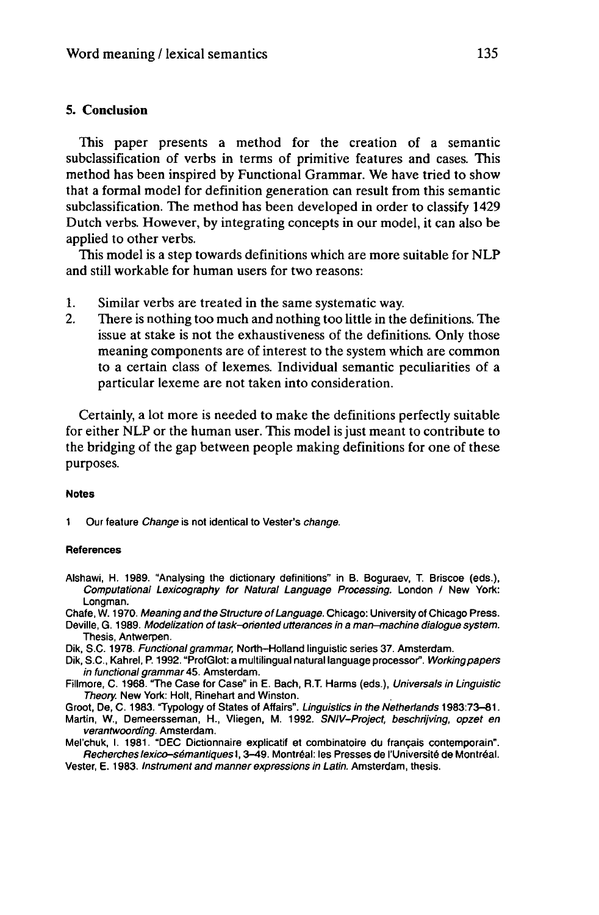## 5. Conclusion

This paper presents a method for the creation of a semantic subclassification of verbs in terms of primitive features and cases. This method has been inspired by Functional Grammar. We have tried to show that a formal model for definition generation can result from this semantic subclassification. The method has been developed in order to classify 1429 Dutch verbs. However, by integrating concepts in our model, it can also be applied to other verbs.

This model is a step towards definitions which are more suitable for NLP and still workable for human users for two reasons:

1. Similar verbs are treated in the same systematic way.
2. There is nothing too much and nothing too little in the definitions. The issue at stake is not the exhaustiveness of the definitions. Only those meaning components are of interest to the system which are common to a certain class of lexemes. Individual semantic peculiarities of a particular lexeme are not taken into consideration.

Certainly, a lot more is needed to make the definitions perfectly suitable for either NLP or the human user. This model is just meant to contribute to the bridging of the gap between people making definitions for one of these purposes.

#### Notes

1 Our feature *Change* is not identical to Vester's *change.*

#### References

Alshawi, H. 1989. "Analysing the dictionary definitions" in B. Boguraev, T. Briscoe (eds.), *Computational Lexicography for Natural Language Processing.* London / New York: Longman.

Chafe, W. 1970. *Meaning and the Structure of Language.* Chicago: University of Chicago Press.

Deville, G. 1989. *Modelization of task–oriented utterances in a man–machine dialogue system.* Thesis, Antwerpen.

Dik, S.C. 1978. *Functional grammar,* North–Holland linguistic series 37. Amsterdam.

Dik, S.C., Kahrel, P. 1992. "ProfGlot: a multilingual natural language processor". *Working papers in functional grammar* 45. Amsterdam.

Fillmore, C. 1968. "The Case for Case" in E. Bach, R.T. Harms (eds.), *Universals in Linguistic Theory.* New York: Holt, Rinehart and Winston.

Groot, De, C. 1983. "Typology of States of Affairs". *Linguistics in the Netherlands* 1983:73–81.

Martin, W., Demeersseman, H., Vliegen, M. 1992. *SNIV–Project, beschrijving, opzet en verantwoording.* Amsterdam.

Mel'chuk, I. 1981. "DEC Dictionnaire explicatif et combinatoire du français contemporain". *Recherches lexico–sémantiques* I, 3–49. Montréal: les Presses de l'Université de Montréal.

Vester, E. 1983. *Instrument and manner expressions in Latin.* Amsterdam, thesis.